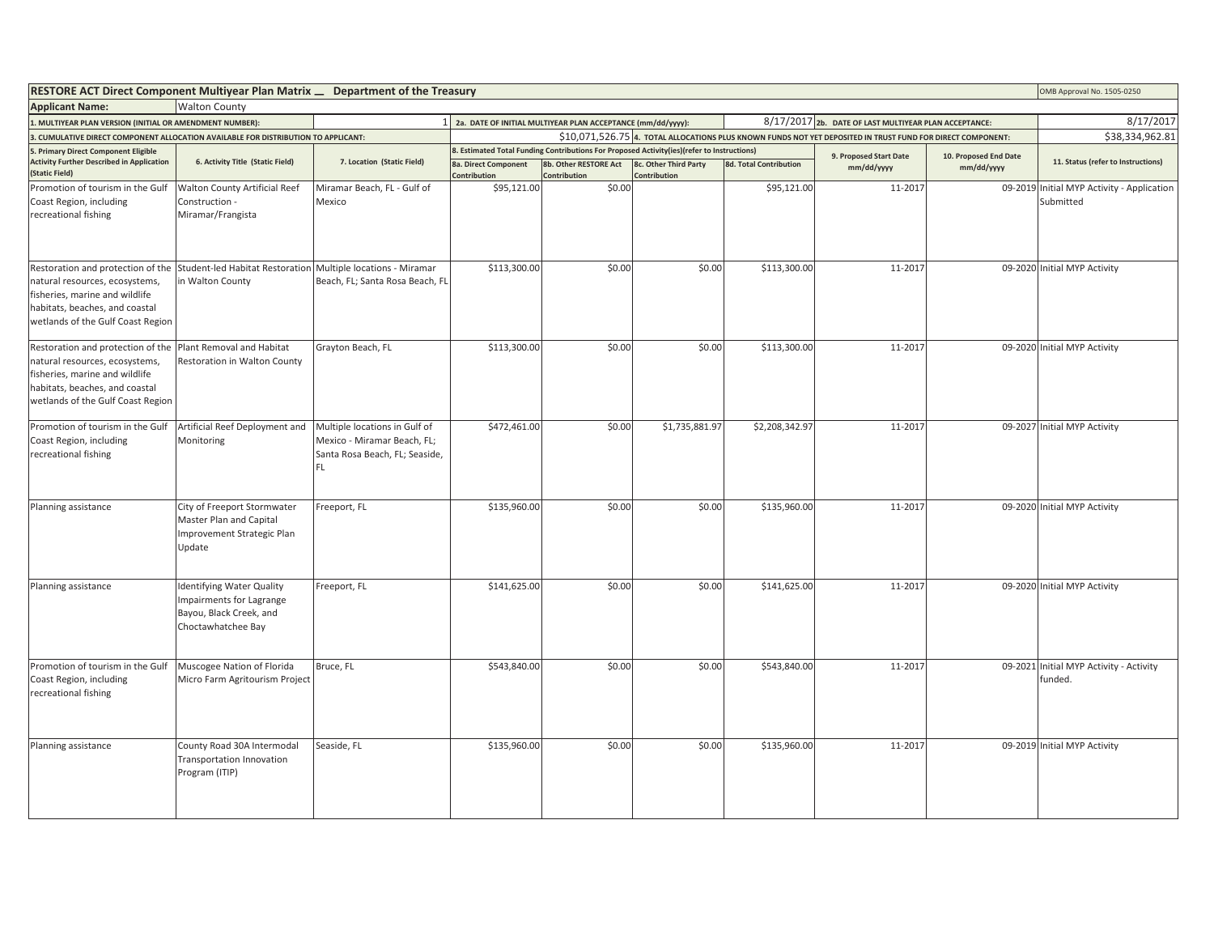| RESTORE ACT Direct Component Multiyear Plan Matrix __ Department of the Treasury | | | | | | | | | | OMB Approval No. 1505-0250 |
|---|---|---|---|---|---|---|---|---|---|---|
| **Applicant Name:** | Walton County | | | | | | | | | |
| 1. MULTIYEAR PLAN VERSION (INITIAL OR AMENDMENT NUMBER): | | 1 | 2a. DATE OF INITIAL MULTIYEAR PLAN ACCEPTANCE (mm/dd/yyyy): | | | 8/17/2017 | 2b. DATE OF LAST MULTIYEAR PLAN ACCEPTANCE: | | | 8/17/2017 |
| 3. CUMULATIVE DIRECT COMPONENT ALLOCATION AVAILABLE FOR DISTRIBUTION TO APPLICANT: | | | $10,071,526.75 | 4. TOTAL ALLOCATIONS PLUS KNOWN FUNDS NOT YET DEPOSITED IN TRUST FUND FOR DIRECT COMPONENT: | | | | | | $38,334,962.81 |
| 5. Primary Direct Component Eligible Activity Further Described in Application (Static Field) | 6. Activity Title (Static Field) | 7. Location (Static Field) | 8. Estimated Total Funding Contributions For Proposed Activity(ies)(refer to Instructions) | | | | 9. Proposed Start Date mm/dd/yyyy | 10. Proposed End Date mm/dd/yyyy | 11. Status (refer to Instructions) | |
| | | | 8a. Direct Component Contribution | 8b. Other RESTORE Act Contribution | 8c. Other Third Party Contribution | 8d. Total Contribution | | | | |
| Promotion of tourism in the Gulf Coast Region, including recreational fishing | Walton County Artificial Reef Construction - Miramar/Frangista | Miramar Beach, FL - Gulf of Mexico | $95,121.00 | $0.00 | | $95,121.00 | 11-2017 | 09-2019 | Initial MYP Activity - Application Submitted | |
| Restoration and protection of the natural resources, ecosystems, fisheries, marine and wildlife habitats, beaches, and coastal wetlands of the Gulf Coast Region | Student-led Habitat Restoration in Walton County | Multiple locations - Miramar Beach, FL; Santa Rosa Beach, FL | $113,300.00 | $0.00 | $0.00 | $113,300.00 | 11-2017 | 09-2020 | Initial MYP Activity | |
| Restoration and protection of the natural resources, ecosystems, fisheries, marine and wildlife habitats, beaches, and coastal wetlands of the Gulf Coast Region | Plant Removal and Habitat Restoration in Walton County | Grayton Beach, FL | $113,300.00 | $0.00 | $0.00 | $113,300.00 | 11-2017 | 09-2020 | Initial MYP Activity | |
| Promotion of tourism in the Gulf Coast Region, including recreational fishing | Artificial Reef Deployment and Monitoring | Multiple locations in Gulf of Mexico - Miramar Beach, FL; Santa Rosa Beach, FL; Seaside, FL | $472,461.00 | $0.00 | $1,735,881.97 | $2,208,342.97 | 11-2017 | 09-2027 | Initial MYP Activity | |
| Planning assistance | City of Freeport Stormwater Master Plan and Capital Improvement Strategic Plan Update | Freeport, FL | $135,960.00 | $0.00 | $0.00 | $135,960.00 | 11-2017 | 09-2020 | Initial MYP Activity | |
| Planning assistance | Identifying Water Quality Impairments for Lagrange Bayou, Black Creek, and Choctawhatchee Bay | Freeport, FL | $141,625.00 | $0.00 | $0.00 | $141,625.00 | 11-2017 | 09-2020 | Initial MYP Activity | |
| Promotion of tourism in the Gulf Coast Region, including recreational fishing | Muscogee Nation of Florida Micro Farm Agritourism Project | Bruce, FL | $543,840.00 | $0.00 | $0.00 | $543,840.00 | 11-2017 | 09-2021 | Initial MYP Activity - Activity funded. | |
| Planning assistance | County Road 30A Intermodal Transportation Innovation Program (ITIP) | Seaside, FL | $135,960.00 | $0.00 | $0.00 | $135,960.00 | 11-2017 | 09-2019 | Initial MYP Activity | |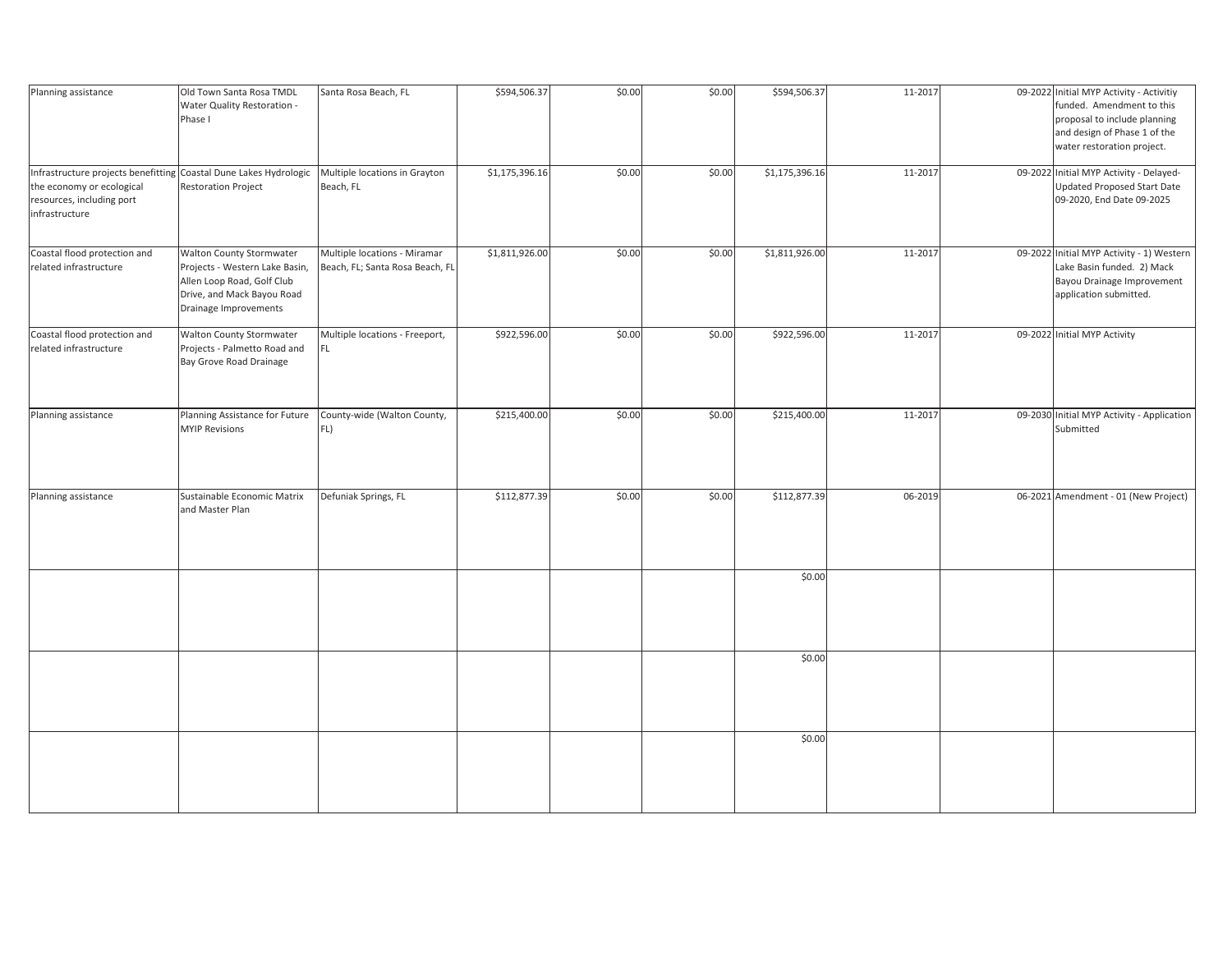| | | | | | | | | | |
|---|---|---|---|---|---|---|---|---|---|
| Planning assistance | Old Town Santa Rosa TMDL Water Quality Restoration - Phase I | Santa Rosa Beach, FL | $594,506.37 | $0.00 | $0.00 | $594,506.37 | 11-2017 | 09-2022 | Initial MYP Activity - Activitiy funded. Amendment to this proposal to include planning and design of Phase 1 of the water restoration project. |
| Infrastructure projects benefitting the economy or ecological resources, including port infrastructure | Coastal Dune Lakes Hydrologic Restoration Project | Multiple locations in Grayton Beach, FL | $1,175,396.16 | $0.00 | $0.00 | $1,175,396.16 | 11-2017 | 09-2022 | Initial MYP Activity - Delayed-Updated Proposed Start Date 09-2020, End Date 09-2025 |
| Coastal flood protection and related infrastructure | Walton County Stormwater Projects - Western Lake Basin, Allen Loop Road, Golf Club Drive, and Mack Bayou Road Drainage Improvements | Multiple locations - Miramar Beach, FL; Santa Rosa Beach, FL | $1,811,926.00 | $0.00 | $0.00 | $1,811,926.00 | 11-2017 | 09-2022 | Initial MYP Activity - 1) Western Lake Basin funded. 2) Mack Bayou Drainage Improvement application submitted. |
| Coastal flood protection and related infrastructure | Walton County Stormwater Projects - Palmetto Road and Bay Grove Road Drainage | Multiple locations - Freeport, FL | $922,596.00 | $0.00 | $0.00 | $922,596.00 | 11-2017 | 09-2022 | Initial MYP Activity |
| Planning assistance | Planning Assistance for Future MYIP Revisions | County-wide (Walton County, FL) | $215,400.00 | $0.00 | $0.00 | $215,400.00 | 11-2017 | 09-2030 | Initial MYP Activity - Application Submitted |
| Planning assistance | Sustainable Economic Matrix and Master Plan | Defuniak Springs, FL | $112,877.39 | $0.00 | $0.00 | $112,877.39 | 06-2019 | 06-2021 | Amendment - 01 (New Project) |
| | | | | | | $0.00 | | | |
| | | | | | | $0.00 | | | |
| | | | | | | $0.00 | | | |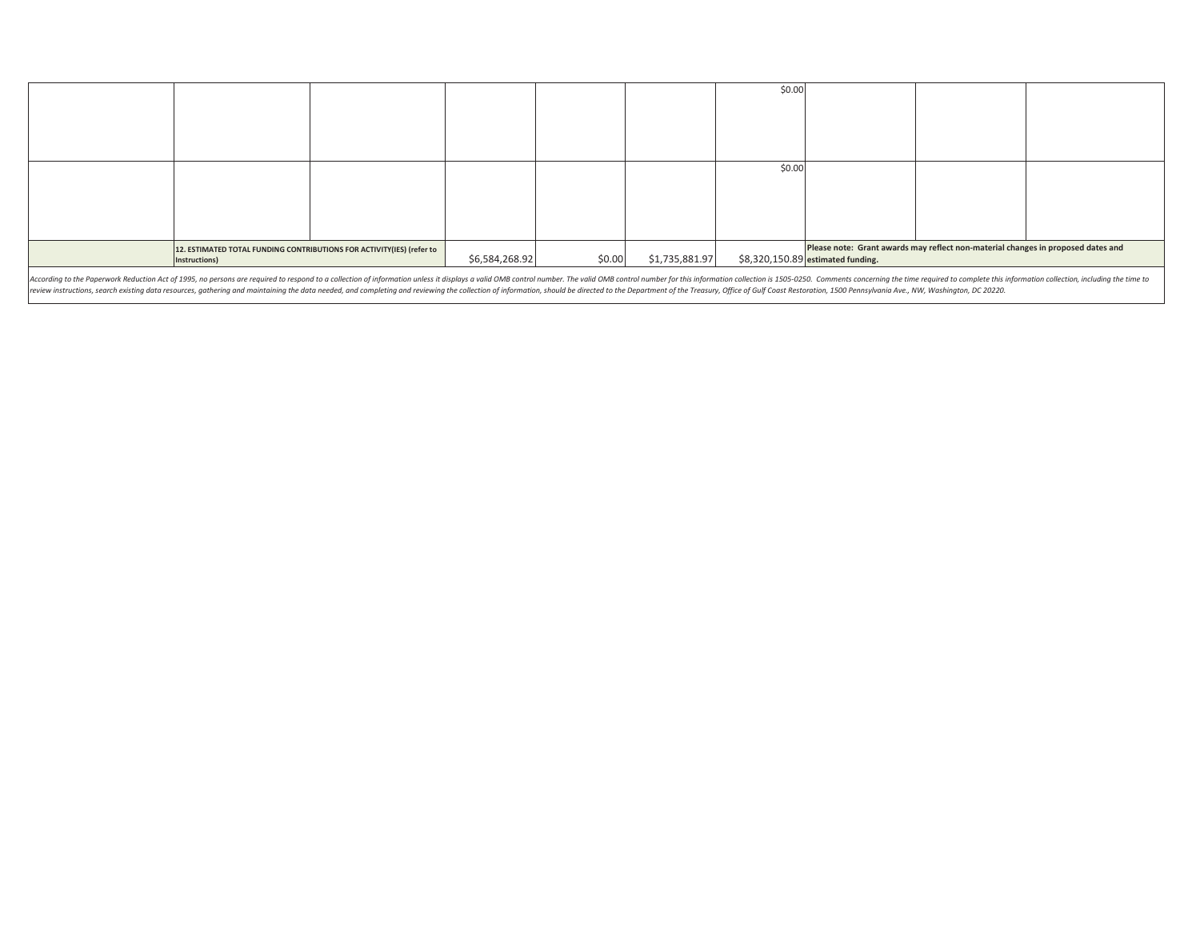| | | | | | | | | | |
|---|---|---|---|---|---|---|---|---|---|
| | | | | | | $0.00 | | | |
| | | | | | | $0.00 | | | |
| | **12. ESTIMATED TOTAL FUNDING CONTRIBUTIONS FOR ACTIVITY(IES) (refer to Instructions)** | | $6,584,268.92 | $0.00 | $1,735,881.97 | $8,320,150.89 | **Please note: Grant awards may reflect non-material changes in proposed dates and estimated funding.** | | |

*According to the Paperwork Reduction Act of 1995, no persons are required to respond to a collection of information unless it displays a valid OMB control number. The valid OMB control number for this information collection is 1505-0250. Comments concerning the time required to complete this information collection, including the time to review instructions, search existing data resources, gathering and maintaining the data needed, and completing and reviewing the collection of information, should be directed to the Department of the Treasury, Office of Gulf Coast Restoration, 1500 Pennsylvania Ave., NW, Washington, DC 20220.*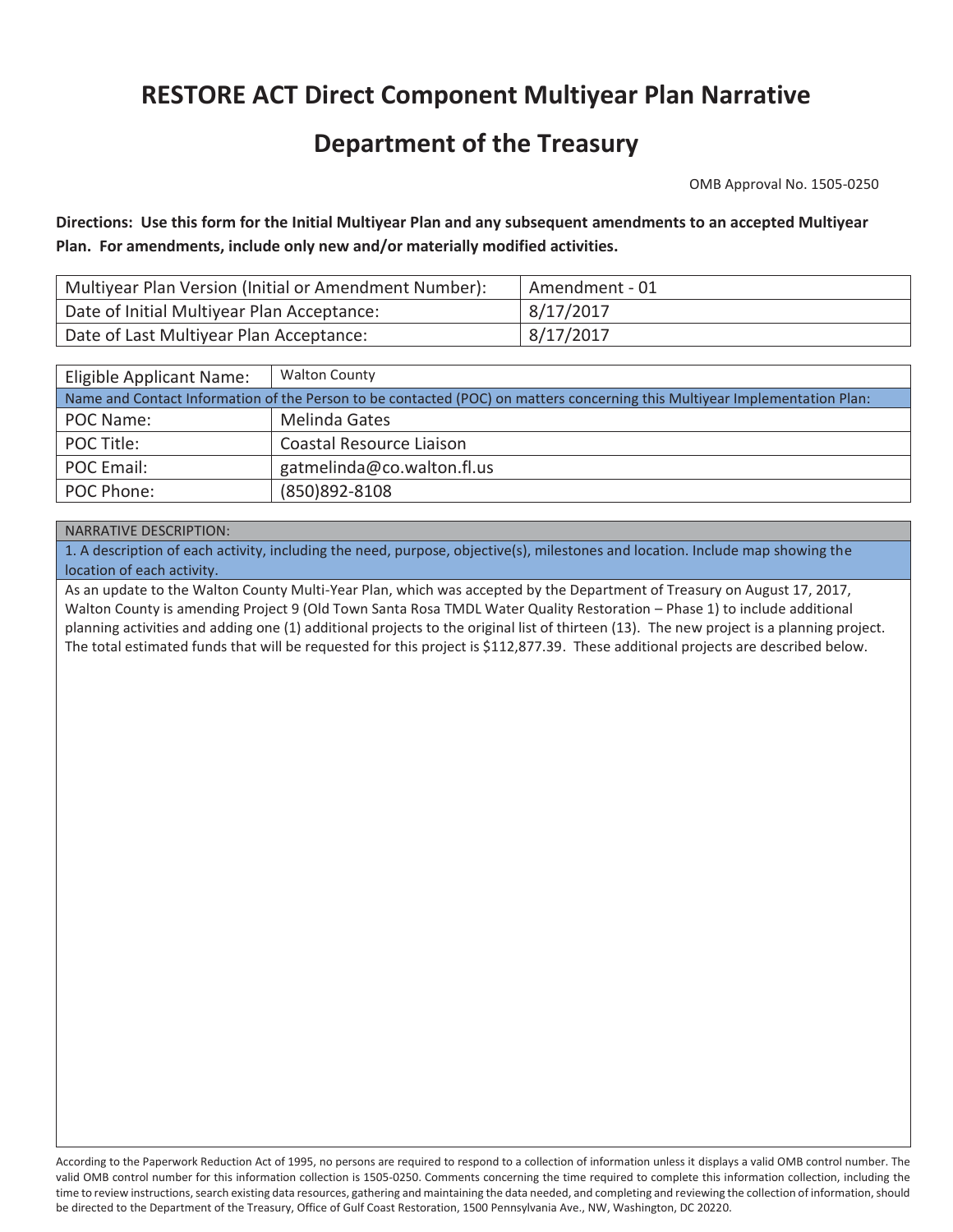# RESTORE ACT Direct Component Multiyear Plan Narrative

# Department of the Treasury

OMB Approval No. 1505-0250

**Directions: Use this form for the Initial Multiyear Plan and any subsequent amendments to an accepted Multiyear Plan. For amendments, include only new and/or materially modified activities.**

| Multiyear Plan Version (Initial or Amendment Number): | Amendment - 01 |
|---|---|
| Date of Initial Multiyear Plan Acceptance: | 8/17/2017 |
| Date of Last Multiyear Plan Acceptance: | 8/17/2017 |

| Eligible Applicant Name: | Walton County |
|---|---|
| Name and Contact Information of the Person to be contacted (POC) on matters concerning this Multiyear Implementation Plan: | |
| POC Name: | Melinda Gates |
| POC Title: | Coastal Resource Liaison |
| POC Email: | gatmelinda@co.walton.fl.us |
| POC Phone: | (850)892-8108 |

NARRATIVE DESCRIPTION:

1. A description of each activity, including the need, purpose, objective(s), milestones and location. Include map showing the location of each activity.

As an update to the Walton County Multi-Year Plan, which was accepted by the Department of Treasury on August 17, 2017, Walton County is amending Project 9 (Old Town Santa Rosa TMDL Water Quality Restoration – Phase 1) to include additional planning activities and adding one (1) additional projects to the original list of thirteen (13). The new project is a planning project. The total estimated funds that will be requested for this project is $112,877.39. These additional projects are described below.

According to the Paperwork Reduction Act of 1995, no persons are required to respond to a collection of information unless it displays a valid OMB control number. The valid OMB control number for this information collection is 1505-0250. Comments concerning the time required to complete this information collection, including the time to review instructions, search existing data resources, gathering and maintaining the data needed, and completing and reviewing the collection of information, should be directed to the Department of the Treasury, Office of Gulf Coast Restoration, 1500 Pennsylvania Ave., NW, Washington, DC 20220.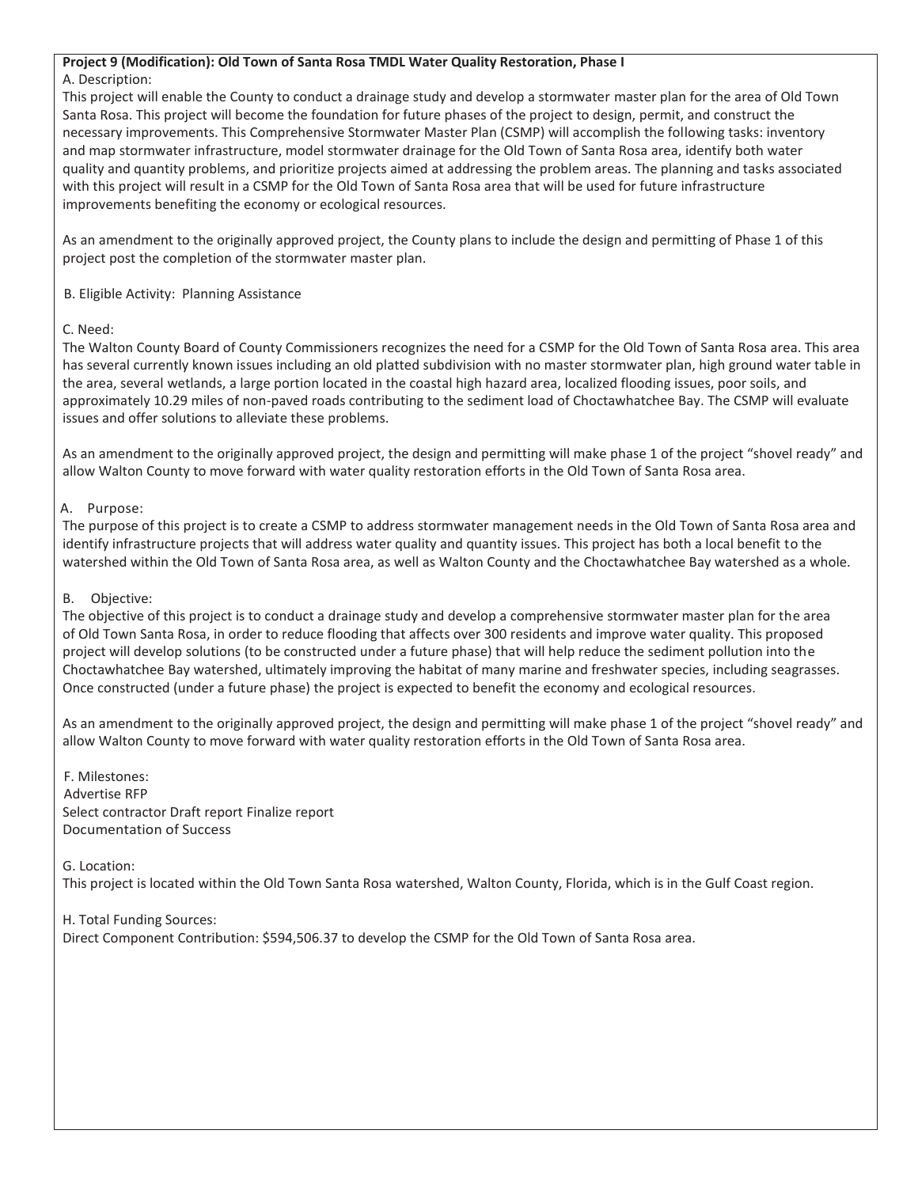**Project 9 (Modification): Old Town of Santa Rosa TMDL Water Quality Restoration, Phase I**

A. Description:

This project will enable the County to conduct a drainage study and develop a stormwater master plan for the area of Old Town Santa Rosa. This project will become the foundation for future phases of the project to design, permit, and construct the necessary improvements. This Comprehensive Stormwater Master Plan (CSMP) will accomplish the following tasks: inventory and map stormwater infrastructure, model stormwater drainage for the Old Town of Santa Rosa area, identify both water quality and quantity problems, and prioritize projects aimed at addressing the problem areas. The planning and tasks associated with this project will result in a CSMP for the Old Town of Santa Rosa area that will be used for future infrastructure improvements benefiting the economy or ecological resources.

As an amendment to the originally approved project, the County plans to include the design and permitting of Phase 1 of this project post the completion of the stormwater master plan.

B. Eligible Activity: Planning Assistance

C. Need:

The Walton County Board of County Commissioners recognizes the need for a CSMP for the Old Town of Santa Rosa area. This area has several currently known issues including an old platted subdivision with no master stormwater plan, high ground water table in the area, several wetlands, a large portion located in the coastal high hazard area, localized flooding issues, poor soils, and approximately 10.29 miles of non-paved roads contributing to the sediment load of Choctawhatchee Bay. The CSMP will evaluate issues and offer solutions to alleviate these problems.

As an amendment to the originally approved project, the design and permitting will make phase 1 of the project "shovel ready" and allow Walton County to move forward with water quality restoration efforts in the Old Town of Santa Rosa area.

A. Purpose:

The purpose of this project is to create a CSMP to address stormwater management needs in the Old Town of Santa Rosa area and identify infrastructure projects that will address water quality and quantity issues. This project has both a local benefit to the watershed within the Old Town of Santa Rosa area, as well as Walton County and the Choctawhatchee Bay watershed as a whole.

B. Objective:

The objective of this project is to conduct a drainage study and develop a comprehensive stormwater master plan for the area of Old Town Santa Rosa, in order to reduce flooding that affects over 300 residents and improve water quality. This proposed project will develop solutions (to be constructed under a future phase) that will help reduce the sediment pollution into the Choctawhatchee Bay watershed, ultimately improving the habitat of many marine and freshwater species, including seagrasses. Once constructed (under a future phase) the project is expected to benefit the economy and ecological resources.

As an amendment to the originally approved project, the design and permitting will make phase 1 of the project "shovel ready" and allow Walton County to move forward with water quality restoration efforts in the Old Town of Santa Rosa area.

F. Milestones:
Advertise RFP
Select contractor Draft report Finalize report
Documentation of Success

G. Location:

This project is located within the Old Town Santa Rosa watershed, Walton County, Florida, which is in the Gulf Coast region.

H. Total Funding Sources:

Direct Component Contribution: $594,506.37 to develop the CSMP for the Old Town of Santa Rosa area.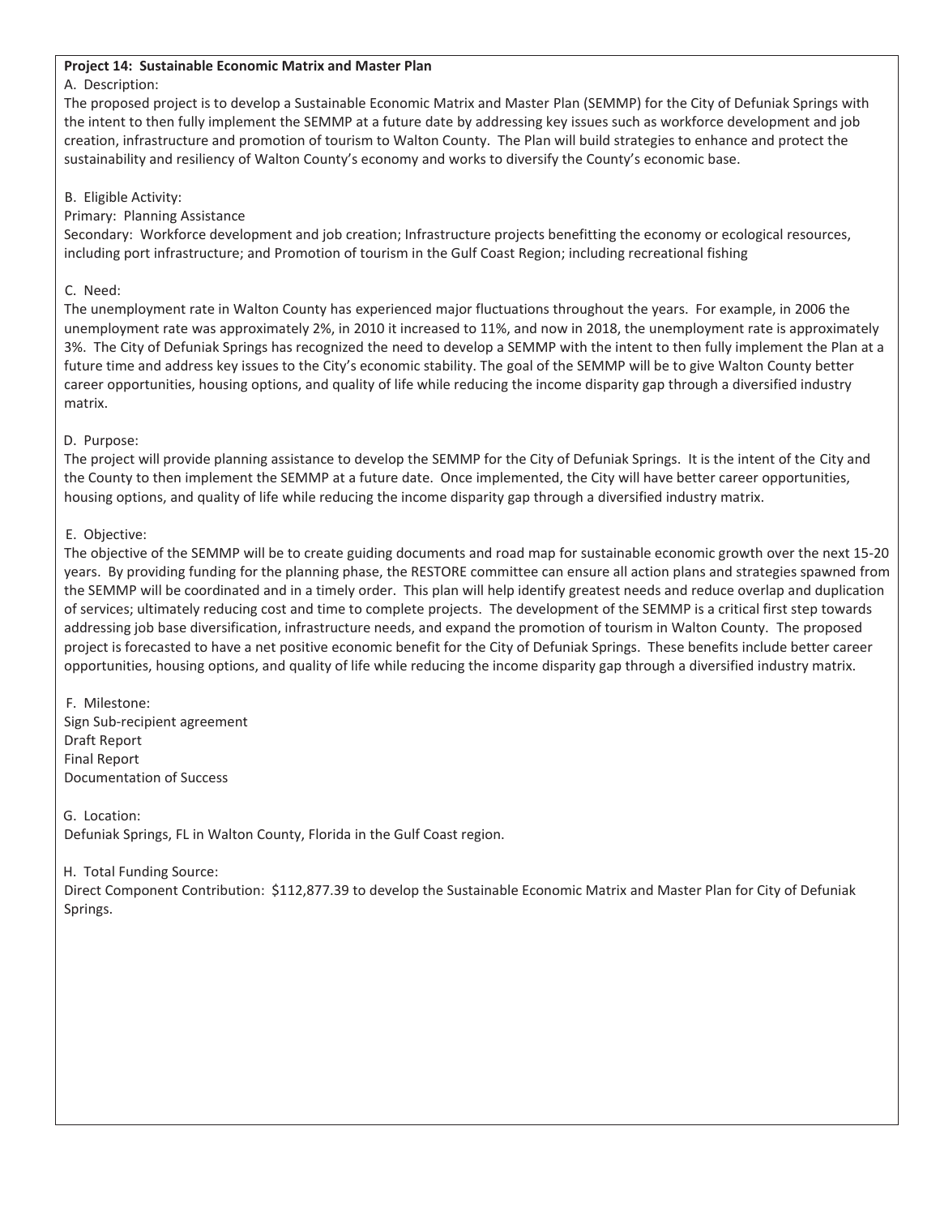**Project 14: Sustainable Economic Matrix and Master Plan**

A. Description:

The proposed project is to develop a Sustainable Economic Matrix and Master Plan (SEMMP) for the City of Defuniak Springs with the intent to then fully implement the SEMMP at a future date by addressing key issues such as workforce development and job creation, infrastructure and promotion of tourism to Walton County. The Plan will build strategies to enhance and protect the sustainability and resiliency of Walton County's economy and works to diversify the County's economic base.

B. Eligible Activity:

Primary: Planning Assistance

Secondary: Workforce development and job creation; Infrastructure projects benefitting the economy or ecological resources, including port infrastructure; and Promotion of tourism in the Gulf Coast Region; including recreational fishing

C. Need:

The unemployment rate in Walton County has experienced major fluctuations throughout the years. For example, in 2006 the unemployment rate was approximately 2%, in 2010 it increased to 11%, and now in 2018, the unemployment rate is approximately 3%. The City of Defuniak Springs has recognized the need to develop a SEMMP with the intent to then fully implement the Plan at a future time and address key issues to the City's economic stability. The goal of the SEMMP will be to give Walton County better career opportunities, housing options, and quality of life while reducing the income disparity gap through a diversified industry matrix.

D. Purpose:

The project will provide planning assistance to develop the SEMMP for the City of Defuniak Springs. It is the intent of the City and the County to then implement the SEMMP at a future date. Once implemented, the City will have better career opportunities, housing options, and quality of life while reducing the income disparity gap through a diversified industry matrix.

E. Objective:

The objective of the SEMMP will be to create guiding documents and road map for sustainable economic growth over the next 15-20 years. By providing funding for the planning phase, the RESTORE committee can ensure all action plans and strategies spawned from the SEMMP will be coordinated and in a timely order. This plan will help identify greatest needs and reduce overlap and duplication of services; ultimately reducing cost and time to complete projects. The development of the SEMMP is a critical first step towards addressing job base diversification, infrastructure needs, and expand the promotion of tourism in Walton County. The proposed project is forecasted to have a net positive economic benefit for the City of Defuniak Springs. These benefits include better career opportunities, housing options, and quality of life while reducing the income disparity gap through a diversified industry matrix.

F. Milestone:

Sign Sub-recipient agreement
Draft Report
Final Report
Documentation of Success

G. Location:

Defuniak Springs, FL in Walton County, Florida in the Gulf Coast region.

H. Total Funding Source:

Direct Component Contribution: $112,877.39 to develop the Sustainable Economic Matrix and Master Plan for City of Defuniak Springs.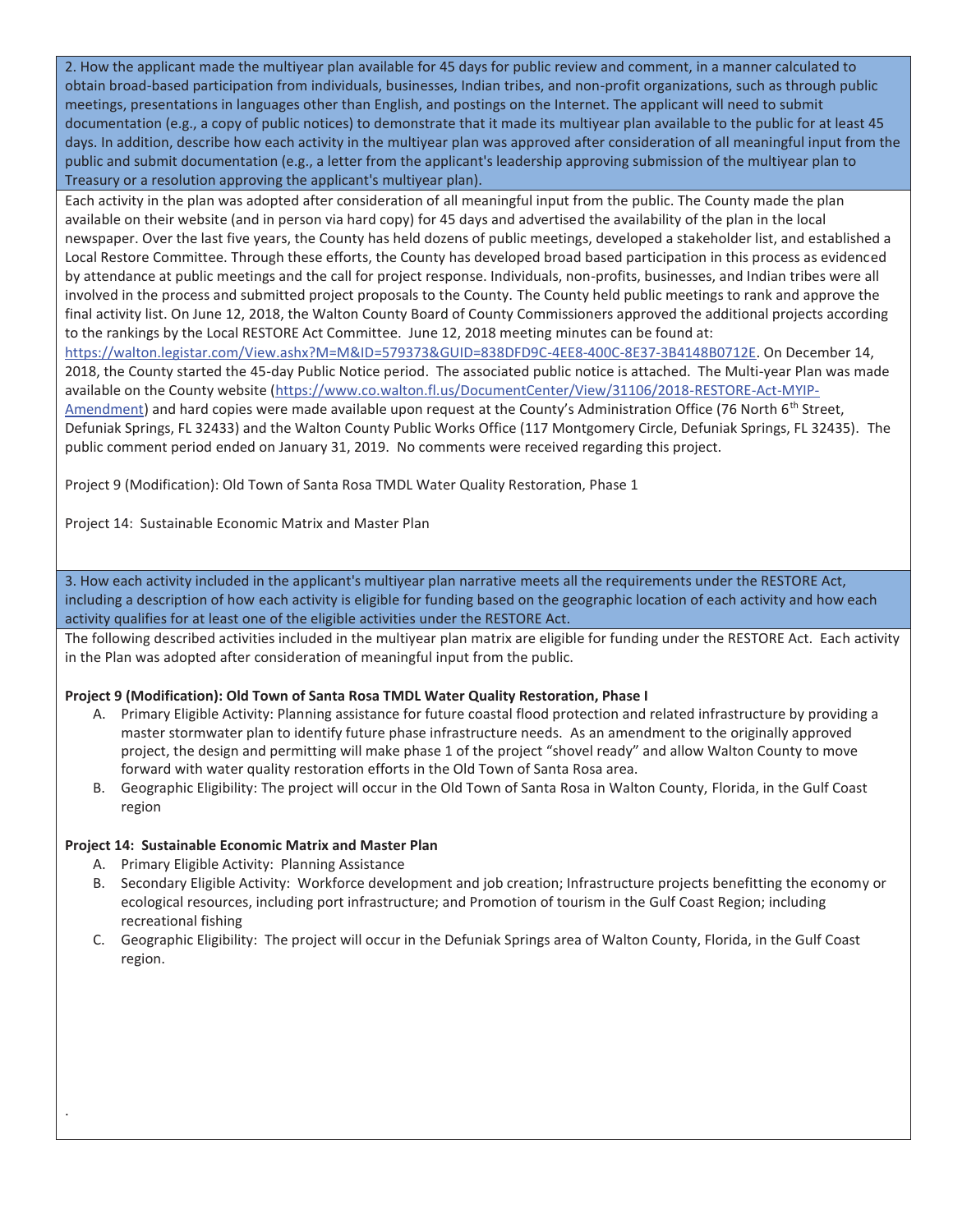2. How the applicant made the multiyear plan available for 45 days for public review and comment, in a manner calculated to obtain broad-based participation from individuals, businesses, Indian tribes, and non-profit organizations, such as through public meetings, presentations in languages other than English, and postings on the Internet. The applicant will need to submit documentation (e.g., a copy of public notices) to demonstrate that it made its multiyear plan available to the public for at least 45 days. In addition, describe how each activity in the multiyear plan was approved after consideration of all meaningful input from the public and submit documentation (e.g., a letter from the applicant's leadership approving submission of the multiyear plan to Treasury or a resolution approving the applicant's multiyear plan).

Each activity in the plan was adopted after consideration of all meaningful input from the public. The County made the plan available on their website (and in person via hard copy) for 45 days and advertised the availability of the plan in the local newspaper. Over the last five years, the County has held dozens of public meetings, developed a stakeholder list, and established a Local Restore Committee. Through these efforts, the County has developed broad based participation in this process as evidenced by attendance at public meetings and the call for project response. Individuals, non-profits, businesses, and Indian tribes were all involved in the process and submitted project proposals to the County. The County held public meetings to rank and approve the final activity list. On June 12, 2018, the Walton County Board of County Commissioners approved the additional projects according to the rankings by the Local RESTORE Act Committee. June 12, 2018 meeting minutes can be found at: https://walton.legistar.com/View.ashx?M=M&ID=579373&GUID=838DFD9C-4EE8-400C-8E37-3B4148B0712E. On December 14, 2018, the County started the 45-day Public Notice period. The associated public notice is attached. The Multi-year Plan was made available on the County website (https://www.co.walton.fl.us/DocumentCenter/View/31106/2018-RESTORE-Act-MYIP-Amendment) and hard copies were made available upon request at the County's Administration Office (76 North 6th Street, Defuniak Springs, FL 32433) and the Walton County Public Works Office (117 Montgomery Circle, Defuniak Springs, FL 32435). The public comment period ended on January 31, 2019. No comments were received regarding this project.

Project 9 (Modification): Old Town of Santa Rosa TMDL Water Quality Restoration, Phase 1

Project 14: Sustainable Economic Matrix and Master Plan

3. How each activity included in the applicant's multiyear plan narrative meets all the requirements under the RESTORE Act, including a description of how each activity is eligible for funding based on the geographic location of each activity and how each activity qualifies for at least one of the eligible activities under the RESTORE Act.

The following described activities included in the multiyear plan matrix are eligible for funding under the RESTORE Act. Each activity in the Plan was adopted after consideration of meaningful input from the public.

**Project 9 (Modification): Old Town of Santa Rosa TMDL Water Quality Restoration, Phase I**

A. Primary Eligible Activity: Planning assistance for future coastal flood protection and related infrastructure by providing a master stormwater plan to identify future phase infrastructure needs. As an amendment to the originally approved project, the design and permitting will make phase 1 of the project "shovel ready" and allow Walton County to move forward with water quality restoration efforts in the Old Town of Santa Rosa area.
B. Geographic Eligibility: The project will occur in the Old Town of Santa Rosa in Walton County, Florida, in the Gulf Coast region

**Project 14: Sustainable Economic Matrix and Master Plan**

A. Primary Eligible Activity: Planning Assistance
B. Secondary Eligible Activity: Workforce development and job creation; Infrastructure projects benefitting the economy or ecological resources, including port infrastructure; and Promotion of tourism in the Gulf Coast Region; including recreational fishing
C. Geographic Eligibility: The project will occur in the Defuniak Springs area of Walton County, Florida, in the Gulf Coast region.

.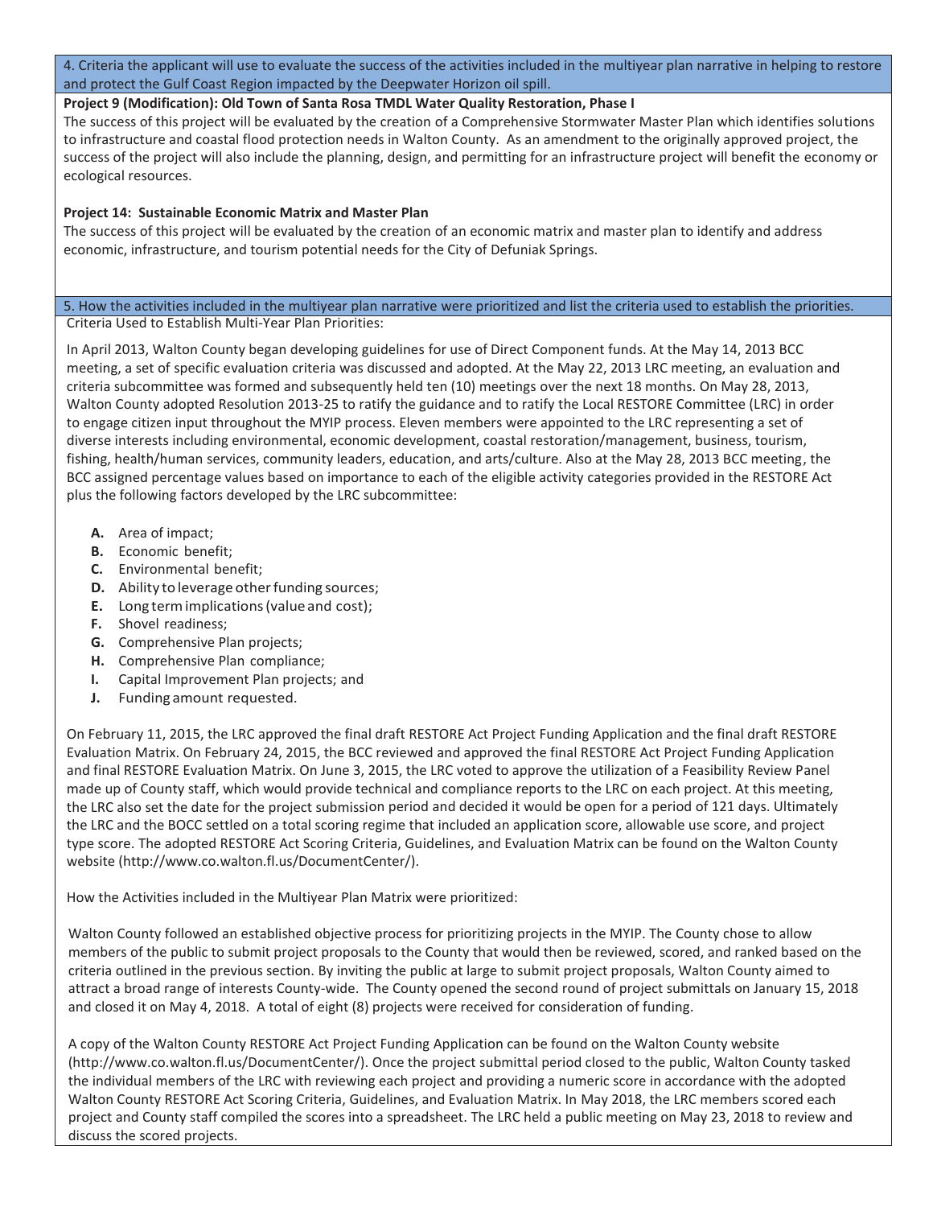**4. Criteria the applicant will use to evaluate the success of the activities included in the multiyear plan narrative in helping to restore and protect the Gulf Coast Region impacted by the Deepwater Horizon oil spill.**

**Project 9 (Modification): Old Town of Santa Rosa TMDL Water Quality Restoration, Phase I**

The success of this project will be evaluated by the creation of a Comprehensive Stormwater Master Plan which identifies solutions to infrastructure and coastal flood protection needs in Walton County. As an amendment to the originally approved project, the success of the project will also include the planning, design, and permitting for an infrastructure project will benefit the economy or ecological resources.

**Project 14: Sustainable Economic Matrix and Master Plan**

The success of this project will be evaluated by the creation of an economic matrix and master plan to identify and address economic, infrastructure, and tourism potential needs for the City of Defuniak Springs.

**5. How the activities included in the multiyear plan narrative were prioritized and list the criteria used to establish the priorities.**

Criteria Used to Establish Multi-Year Plan Priorities:

In April 2013, Walton County began developing guidelines for use of Direct Component funds. At the May 14, 2013 BCC meeting, a set of specific evaluation criteria was discussed and adopted. At the May 22, 2013 LRC meeting, an evaluation and criteria subcommittee was formed and subsequently held ten (10) meetings over the next 18 months. On May 28, 2013, Walton County adopted Resolution 2013-25 to ratify the guidance and to ratify the Local RESTORE Committee (LRC) in order to engage citizen input throughout the MYIP process. Eleven members were appointed to the LRC representing a set of diverse interests including environmental, economic development, coastal restoration/management, business, tourism, fishing, health/human services, community leaders, education, and arts/culture. Also at the May 28, 2013 BCC meeting, the BCC assigned percentage values based on importance to each of the eligible activity categories provided in the RESTORE Act plus the following factors developed by the LRC subcommittee:

- **A.** Area of impact;
- **B.** Economic benefit;
- **C.** Environmental benefit;
- **D.** Ability to leverage other funding sources;
- **E.** Long term implications (value and cost);
- **F.** Shovel readiness;
- **G.** Comprehensive Plan projects;
- **H.** Comprehensive Plan compliance;
- **I.** Capital Improvement Plan projects; and
- **J.** Funding amount requested.

On February 11, 2015, the LRC approved the final draft RESTORE Act Project Funding Application and the final draft RESTORE Evaluation Matrix. On February 24, 2015, the BCC reviewed and approved the final RESTORE Act Project Funding Application and final RESTORE Evaluation Matrix. On June 3, 2015, the LRC voted to approve the utilization of a Feasibility Review Panel made up of County staff, which would provide technical and compliance reports to the LRC on each project. At this meeting, the LRC also set the date for the project submission period and decided it would be open for a period of 121 days. Ultimately the LRC and the BOCC settled on a total scoring regime that included an application score, allowable use score, and project type score. The adopted RESTORE Act Scoring Criteria, Guidelines, and Evaluation Matrix can be found on the Walton County website (http://www.co.walton.fl.us/DocumentCenter/).

How the Activities included in the Multiyear Plan Matrix were prioritized:

Walton County followed an established objective process for prioritizing projects in the MYIP. The County chose to allow members of the public to submit project proposals to the County that would then be reviewed, scored, and ranked based on the criteria outlined in the previous section. By inviting the public at large to submit project proposals, Walton County aimed to attract a broad range of interests County-wide. The County opened the second round of project submittals on January 15, 2018 and closed it on May 4, 2018. A total of eight (8) projects were received for consideration of funding.

A copy of the Walton County RESTORE Act Project Funding Application can be found on the Walton County website (http://www.co.walton.fl.us/DocumentCenter/). Once the project submittal period closed to the public, Walton County tasked the individual members of the LRC with reviewing each project and providing a numeric score in accordance with the adopted Walton County RESTORE Act Scoring Criteria, Guidelines, and Evaluation Matrix. In May 2018, the LRC members scored each project and County staff compiled the scores into a spreadsheet. The LRC held a public meeting on May 23, 2018 to review and discuss the scored projects.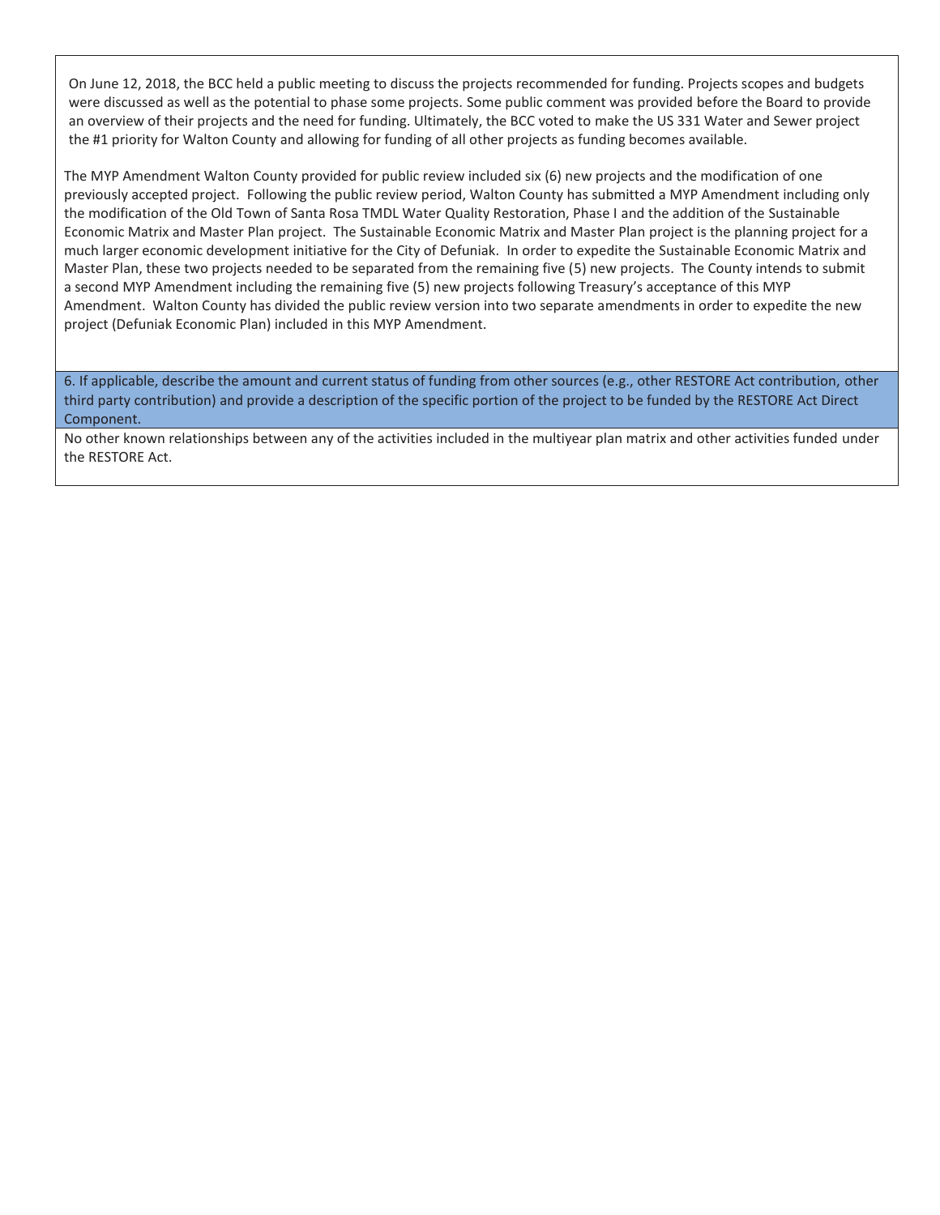On June 12, 2018, the BCC held a public meeting to discuss the projects recommended for funding. Projects scopes and budgets were discussed as well as the potential to phase some projects. Some public comment was provided before the Board to provide an overview of their projects and the need for funding. Ultimately, the BCC voted to make the US 331 Water and Sewer project the #1 priority for Walton County and allowing for funding of all other projects as funding becomes available.

The MYP Amendment Walton County provided for public review included six (6) new projects and the modification of one previously accepted project. Following the public review period, Walton County has submitted a MYP Amendment including only the modification of the Old Town of Santa Rosa TMDL Water Quality Restoration, Phase I and the addition of the Sustainable Economic Matrix and Master Plan project. The Sustainable Economic Matrix and Master Plan project is the planning project for a much larger economic development initiative for the City of Defuniak. In order to expedite the Sustainable Economic Matrix and Master Plan, these two projects needed to be separated from the remaining five (5) new projects. The County intends to submit a second MYP Amendment including the remaining five (5) new projects following Treasury's acceptance of this MYP Amendment. Walton County has divided the public review version into two separate amendments in order to expedite the new project (Defuniak Economic Plan) included in this MYP Amendment.

**6. If applicable, describe the amount and current status of funding from other sources (e.g., other RESTORE Act contribution, other third party contribution) and provide a description of the specific portion of the project to be funded by the RESTORE Act Direct Component.**

No other known relationships between any of the activities included in the multiyear plan matrix and other activities funded under the RESTORE Act.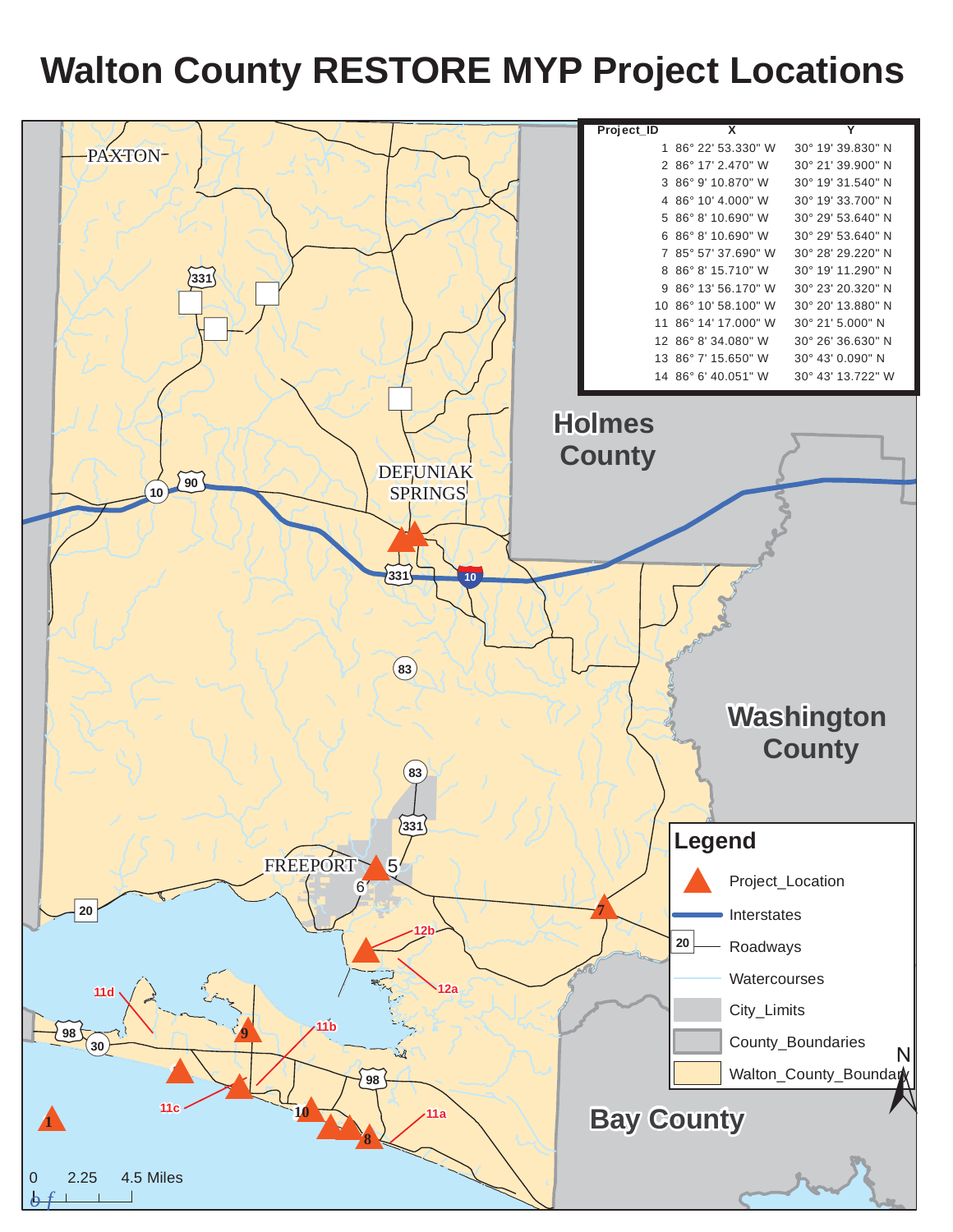# Walton County RESTORE MYP Project Locations

| Project_ID | X | Y |
|---|---|---|
| 1 | 86° 22' 53.330" W | 30° 19' 39.830" N |
| 2 | 86° 17' 2.470" W | 30° 21' 39.900" N |
| 3 | 86° 9' 10.870" W | 30° 19' 31.540" N |
| 4 | 86° 10' 4.000" W | 30° 19' 33.700" N |
| 5 | 86° 8' 10.690" W | 30° 29' 53.640" N |
| 6 | 86° 8' 10.690" W | 30° 29' 53.640" N |
| 7 | 85° 57' 37.690" W | 30° 28' 29.220" N |
| 8 | 86° 8' 15.710" W | 30° 19' 11.290" N |
| 9 | 86° 13' 56.170" W | 30° 23' 20.320" N |
| 10 | 86° 10' 58.100" W | 30° 20' 13.880" N |
| 11 | 86° 14' 17.000" W | 30° 21' 5.000" N |
| 12 | 86° 8' 34.080" W | 30° 26' 36.630" N |
| 13 | 86° 7' 15.650" W | 30° 43' 0.090" N |
| 14 | 86° 6' 40.051" W | 30° 43' 13.722" W |

PAXTON

DEFUNIAK SPRINGS

FREEPORT

Holmes County

Washington County

Bay County

331 90 10 331 10 83 83 331 20 98 30 98

1 5 6 7 8 9 10 11a 11b 11c 11d 12a 12b

**Legend**

Project_Location

Interstates

20 Roadways

Watercourses

City_Limits

County_Boundaries

Walton_County_Boundary

N

0 2.25 4.5 Miles